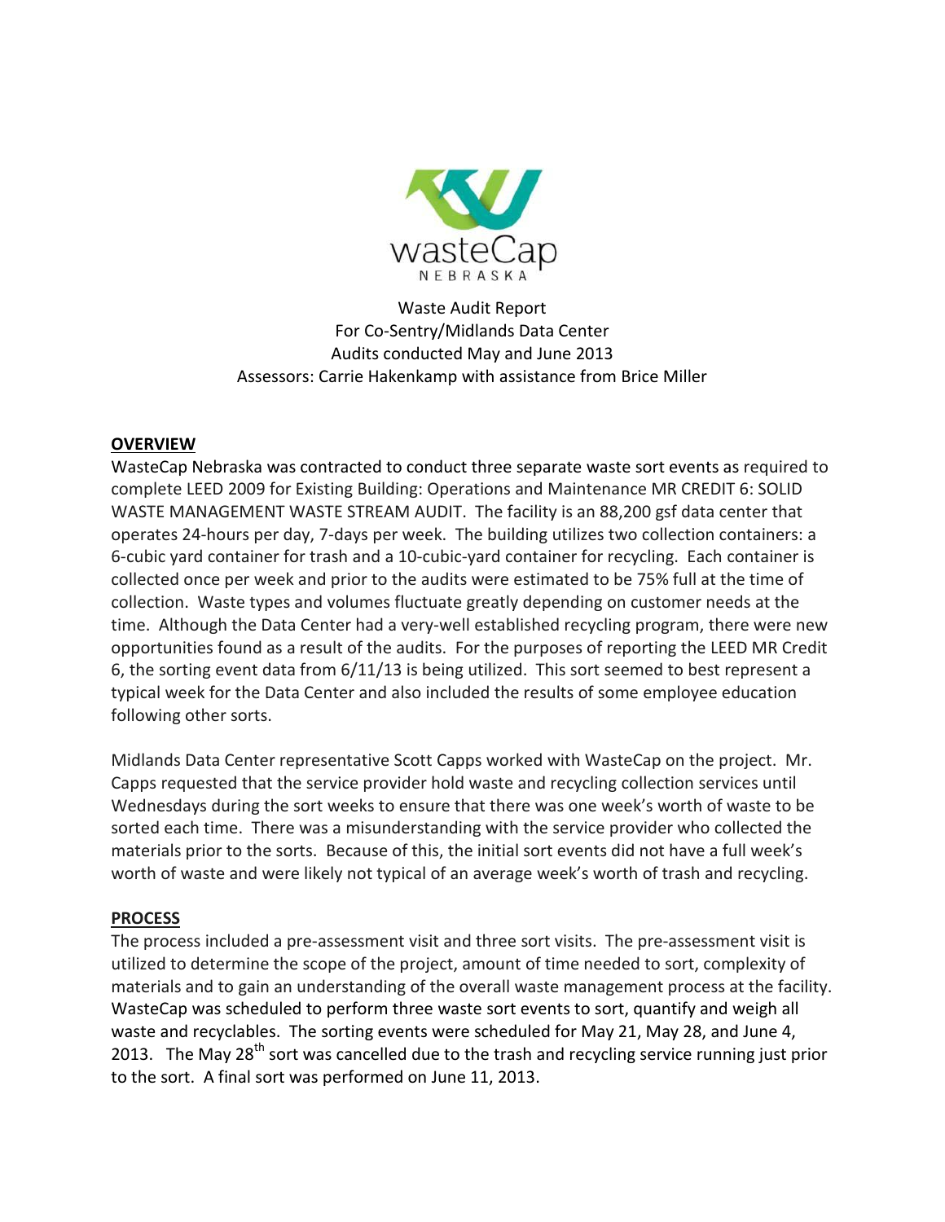Waste Audit Report
For Co-Sentry/Midlands Data Center
Audits conducted May and June 2013
Assessors: Carrie Hakenkamp with assistance from Brice Miller

## OVERVIEW

WasteCap Nebraska was contracted to conduct three separate waste sort events as required to complete LEED 2009 for Existing Building: Operations and Maintenance MR CREDIT 6: SOLID WASTE MANAGEMENT WASTE STREAM AUDIT. The facility is an 88,200 gsf data center that operates 24-hours per day, 7-days per week. The building utilizes two collection containers: a 6-cubic yard container for trash and a 10-cubic-yard container for recycling. Each container is collected once per week and prior to the audits were estimated to be 75% full at the time of collection. Waste types and volumes fluctuate greatly depending on customer needs at the time. Although the Data Center had a very-well established recycling program, there were new opportunities found as a result of the audits. For the purposes of reporting the LEED MR Credit 6, the sorting event data from 6/11/13 is being utilized. This sort seemed to best represent a typical week for the Data Center and also included the results of some employee education following other sorts.

Midlands Data Center representative Scott Capps worked with WasteCap on the project. Mr. Capps requested that the service provider hold waste and recycling collection services until Wednesdays during the sort weeks to ensure that there was one week's worth of waste to be sorted each time. There was a misunderstanding with the service provider who collected the materials prior to the sorts. Because of this, the initial sort events did not have a full week's worth of waste and were likely not typical of an average week's worth of trash and recycling.

## PROCESS

The process included a pre-assessment visit and three sort visits. The pre-assessment visit is utilized to determine the scope of the project, amount of time needed to sort, complexity of materials and to gain an understanding of the overall waste management process at the facility. WasteCap was scheduled to perform three waste sort events to sort, quantify and weigh all waste and recyclables. The sorting events were scheduled for May 21, May 28, and June 4, 2013. The May 28th sort was cancelled due to the trash and recycling service running just prior to the sort. A final sort was performed on June 11, 2013.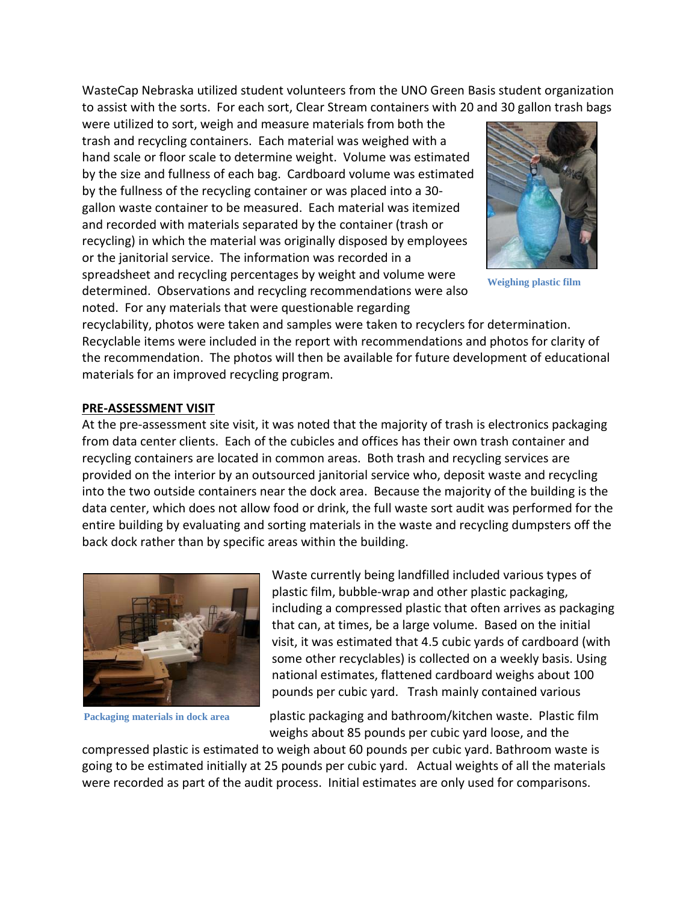WasteCap Nebraska utilized student volunteers from the UNO Green Basis student organization to assist with the sorts. For each sort, Clear Stream containers with 20 and 30 gallon trash bags were utilized to sort, weigh and measure materials from both the trash and recycling containers. Each material was weighed with a hand scale or floor scale to determine weight. Volume was estimated by the size and fullness of each bag. Cardboard volume was estimated by the fullness of the recycling container or was placed into a 30-gallon waste container to be measured. Each material was itemized and recorded with materials separated by the container (trash or recycling) in which the material was originally disposed by employees or the janitorial service. The information was recorded in a spreadsheet and recycling percentages by weight and volume were determined. Observations and recycling recommendations were also noted. For any materials that were questionable regarding recyclability, photos were taken and samples were taken to recyclers for determination. Recyclable items were included in the report with recommendations and photos for clarity of the recommendation. The photos will then be available for future development of educational materials for an improved recycling program.

Weighing plastic film

## PRE-ASSESSMENT VISIT

At the pre-assessment site visit, it was noted that the majority of trash is electronics packaging from data center clients. Each of the cubicles and offices has their own trash container and recycling containers are located in common areas. Both trash and recycling services are provided on the interior by an outsourced janitorial service who, deposit waste and recycling into the two outside containers near the dock area. Because the majority of the building is the data center, which does not allow food or drink, the full waste sort audit was performed for the entire building by evaluating and sorting materials in the waste and recycling dumpsters off the back dock rather than by specific areas within the building.

Packaging materials in dock area

Waste currently being landfilled included various types of plastic film, bubble-wrap and other plastic packaging, including a compressed plastic that often arrives as packaging that can, at times, be a large volume. Based on the initial visit, it was estimated that 4.5 cubic yards of cardboard (with some other recyclables) is collected on a weekly basis. Using national estimates, flattened cardboard weighs about 100 pounds per cubic yard. Trash mainly contained various plastic packaging and bathroom/kitchen waste. Plastic film weighs about 85 pounds per cubic yard loose, and the compressed plastic is estimated to weigh about 60 pounds per cubic yard. Bathroom waste is going to be estimated initially at 25 pounds per cubic yard. Actual weights of all the materials were recorded as part of the audit process. Initial estimates are only used for comparisons.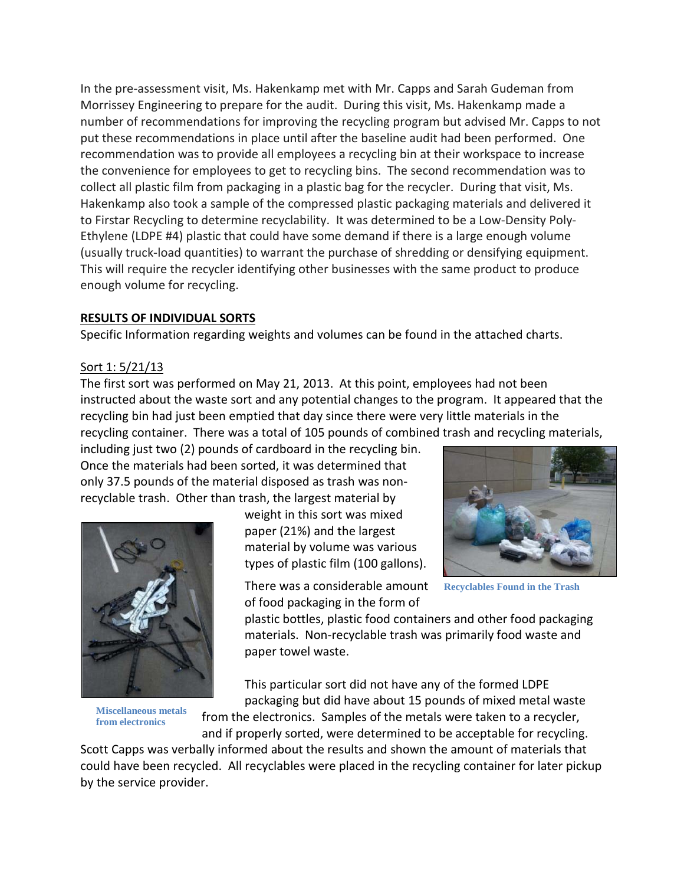In the pre-assessment visit, Ms. Hakenkamp met with Mr. Capps and Sarah Gudeman from Morrissey Engineering to prepare for the audit. During this visit, Ms. Hakenkamp made a number of recommendations for improving the recycling program but advised Mr. Capps to not put these recommendations in place until after the baseline audit had been performed. One recommendation was to provide all employees a recycling bin at their workspace to increase the convenience for employees to get to recycling bins. The second recommendation was to collect all plastic film from packaging in a plastic bag for the recycler. During that visit, Ms. Hakenkamp also took a sample of the compressed plastic packaging materials and delivered it to Firstar Recycling to determine recyclability. It was determined to be a Low-Density Poly-Ethylene (LDPE #4) plastic that could have some demand if there is a large enough volume (usually truck-load quantities) to warrant the purchase of shredding or densifying equipment. This will require the recycler identifying other businesses with the same product to produce enough volume for recycling.

## RESULTS OF INDIVIDUAL SORTS

Specific Information regarding weights and volumes can be found in the attached charts.

### Sort 1: 5/21/13

The first sort was performed on May 21, 2013. At this point, employees had not been instructed about the waste sort and any potential changes to the program. It appeared that the recycling bin had just been emptied that day since there were very little materials in the recycling container. There was a total of 105 pounds of combined trash and recycling materials, including just two (2) pounds of cardboard in the recycling bin. Once the materials had been sorted, it was determined that only 37.5 pounds of the material disposed as trash was non-recyclable trash. Other than trash, the largest material by weight in this sort was mixed paper (21%) and the largest material by volume was various types of plastic film (100 gallons). There was a considerable amount of food packaging in the form of plastic bottles, plastic food containers and other food packaging materials. Non-recyclable trash was primarily food waste and paper towel waste.

Recyclables Found in the Trash

This particular sort did not have any of the formed LDPE packaging but did have about 15 pounds of mixed metal waste from the electronics. Samples of the metals were taken to a recycler, and if properly sorted, were determined to be acceptable for recycling. Scott Capps was verbally informed about the results and shown the amount of materials that could have been recycled. All recyclables were placed in the recycling container for later pickup by the service provider.

Miscellaneous metals from electronics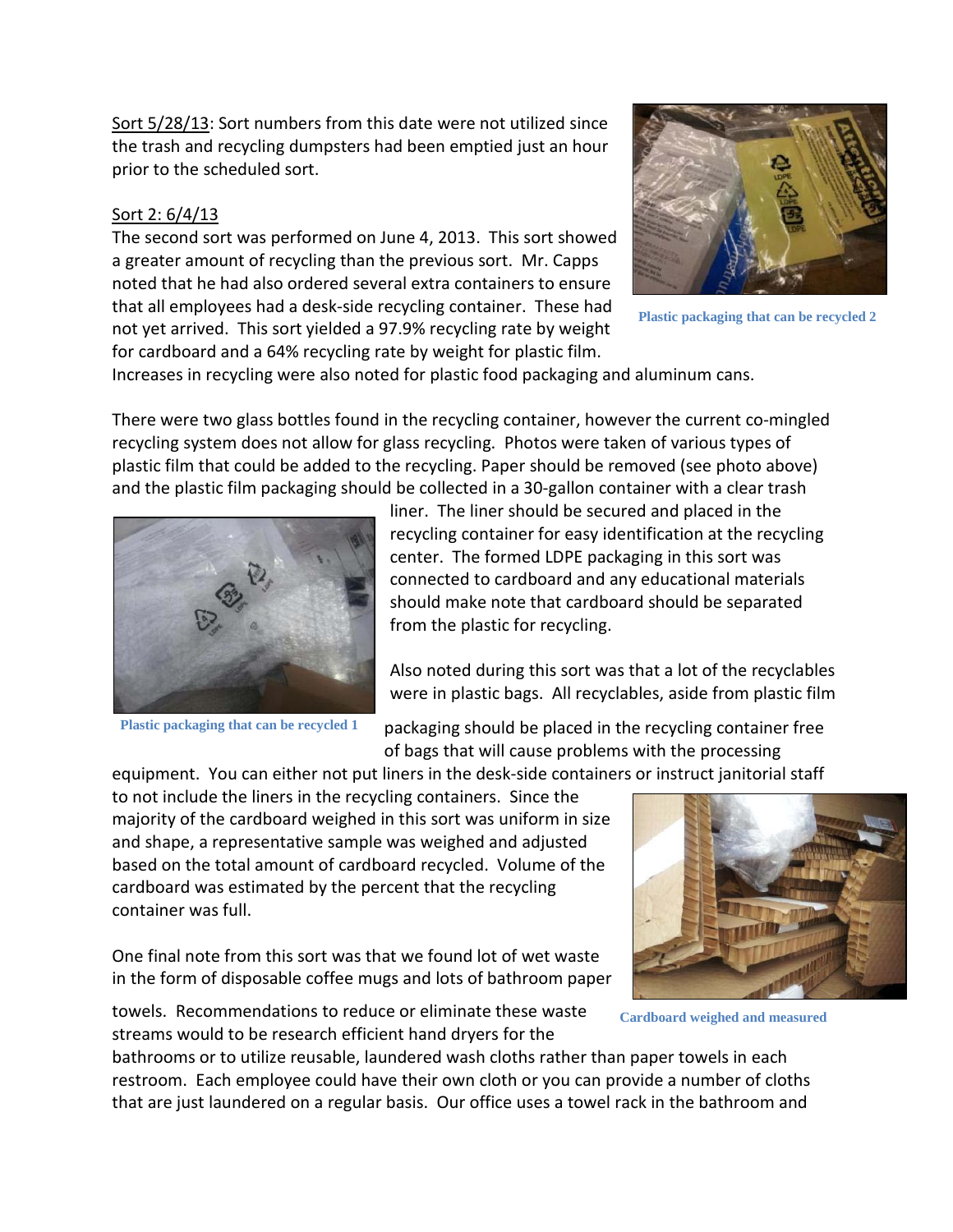Sort 5/28/13: Sort numbers from this date were not utilized since the trash and recycling dumpsters had been emptied just an hour prior to the scheduled sort.

Sort 2: 6/4/13

The second sort was performed on June 4, 2013. This sort showed a greater amount of recycling than the previous sort. Mr. Capps noted that he had also ordered several extra containers to ensure that all employees had a desk-side recycling container. These had not yet arrived. This sort yielded a 97.9% recycling rate by weight for cardboard and a 64% recycling rate by weight for plastic film. Increases in recycling were also noted for plastic food packaging and aluminum cans.

Plastic packaging that can be recycled 2

There were two glass bottles found in the recycling container, however the current co-mingled recycling system does not allow for glass recycling. Photos were taken of various types of plastic film that could be added to the recycling. Paper should be removed (see photo above) and the plastic film packaging should be collected in a 30-gallon container with a clear trash liner. The liner should be secured and placed in the recycling container for easy identification at the recycling center. The formed LDPE packaging in this sort was connected to cardboard and any educational materials should make note that cardboard should be separated from the plastic for recycling.

Plastic packaging that can be recycled 1

Also noted during this sort was that a lot of the recyclables were in plastic bags. All recyclables, aside from plastic film packaging should be placed in the recycling container free of bags that will cause problems with the processing equipment. You can either not put liners in the desk-side containers or instruct janitorial staff to not include the liners in the recycling containers. Since the majority of the cardboard weighed in this sort was uniform in size and shape, a representative sample was weighed and adjusted based on the total amount of cardboard recycled. Volume of the cardboard was estimated by the percent that the recycling container was full.

Cardboard weighed and measured

One final note from this sort was that we found lot of wet waste in the form of disposable coffee mugs and lots of bathroom paper towels. Recommendations to reduce or eliminate these waste streams would to be research efficient hand dryers for the bathrooms or to utilize reusable, laundered wash cloths rather than paper towels in each restroom. Each employee could have their own cloth or you can provide a number of cloths that are just laundered on a regular basis. Our office uses a towel rack in the bathroom and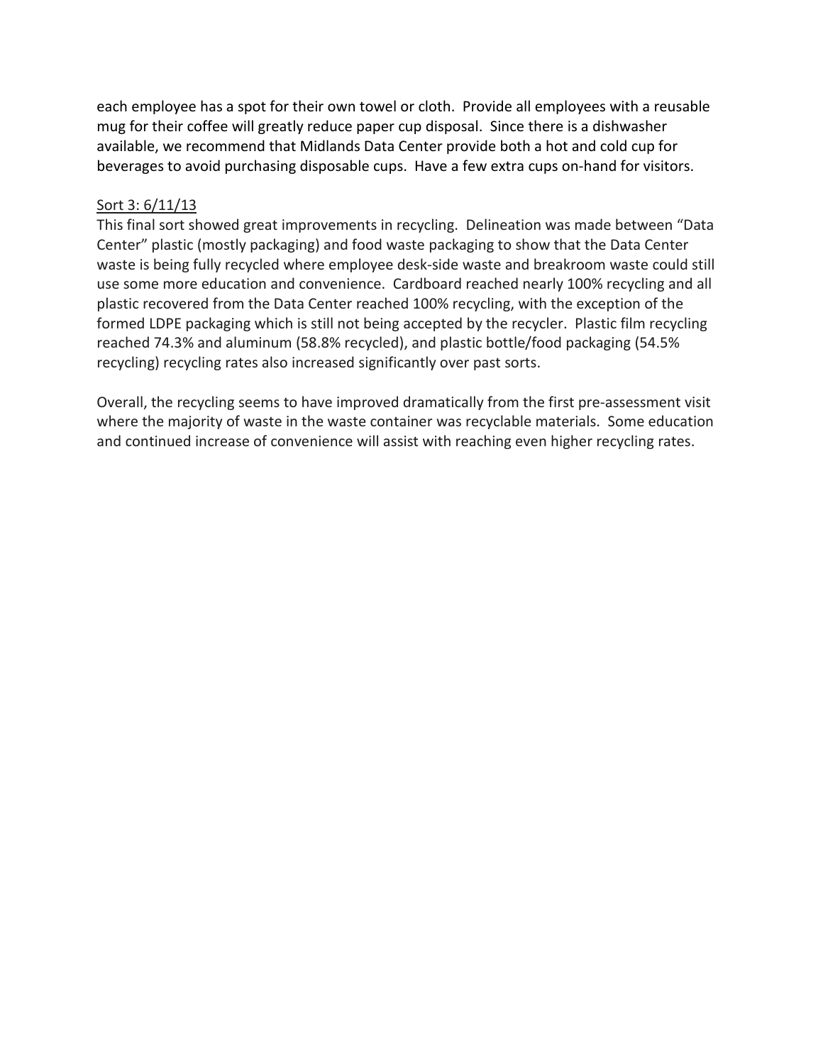each employee has a spot for their own towel or cloth. Provide all employees with a reusable mug for their coffee will greatly reduce paper cup disposal. Since there is a dishwasher available, we recommend that Midlands Data Center provide both a hot and cold cup for beverages to avoid purchasing disposable cups. Have a few extra cups on-hand for visitors.

<u>Sort 3: 6/11/13</u>

This final sort showed great improvements in recycling. Delineation was made between "Data Center" plastic (mostly packaging) and food waste packaging to show that the Data Center waste is being fully recycled where employee desk-side waste and breakroom waste could still use some more education and convenience. Cardboard reached nearly 100% recycling and all plastic recovered from the Data Center reached 100% recycling, with the exception of the formed LDPE packaging which is still not being accepted by the recycler. Plastic film recycling reached 74.3% and aluminum (58.8% recycled), and plastic bottle/food packaging (54.5% recycling) recycling rates also increased significantly over past sorts.

Overall, the recycling seems to have improved dramatically from the first pre-assessment visit where the majority of waste in the waste container was recyclable materials. Some education and continued increase of convenience will assist with reaching even higher recycling rates.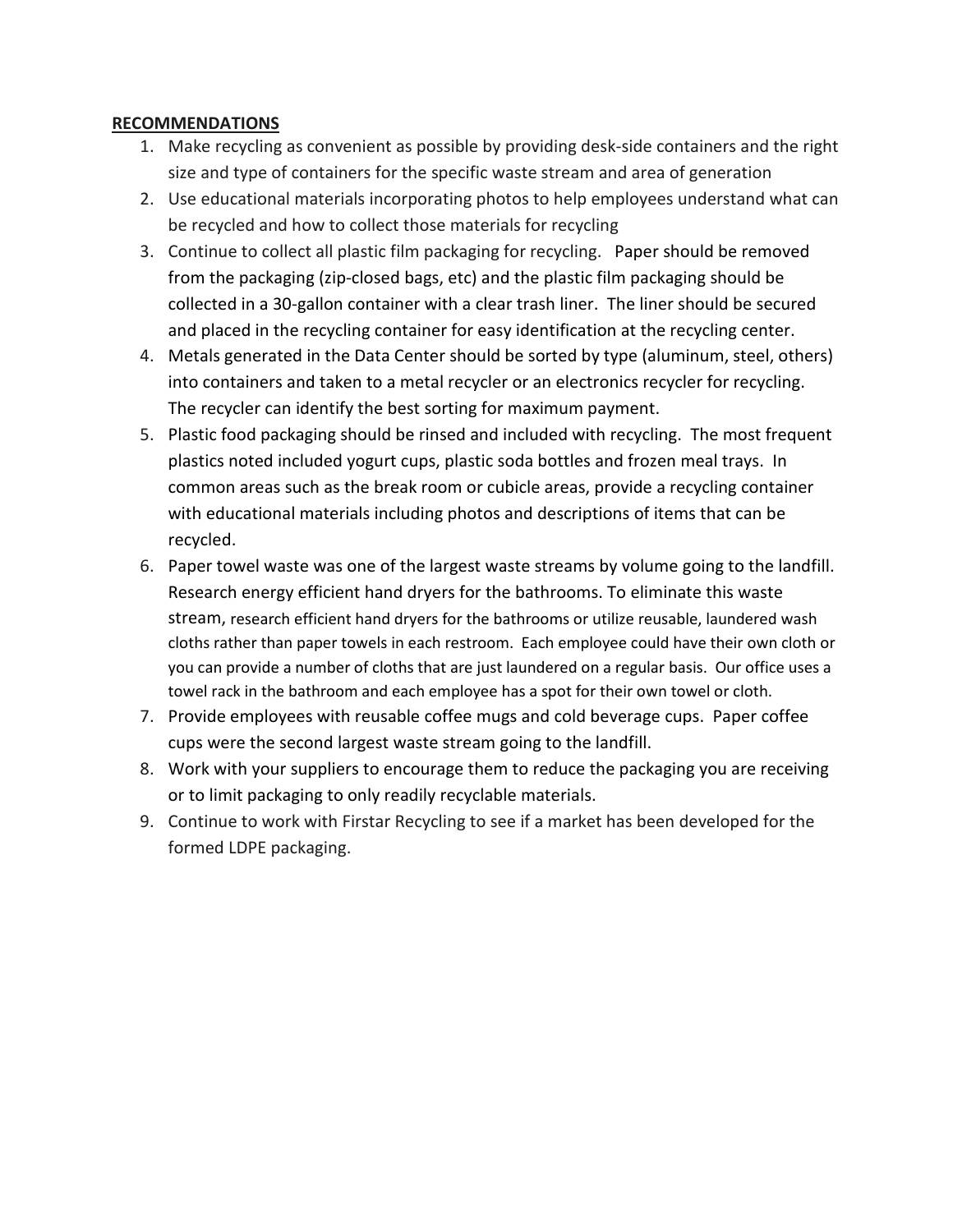**RECOMMENDATIONS**

1. Make recycling as convenient as possible by providing desk-side containers and the right size and type of containers for the specific waste stream and area of generation
2. Use educational materials incorporating photos to help employees understand what can be recycled and how to collect those materials for recycling
3. Continue to collect all plastic film packaging for recycling. Paper should be removed from the packaging (zip-closed bags, etc) and the plastic film packaging should be collected in a 30-gallon container with a clear trash liner. The liner should be secured and placed in the recycling container for easy identification at the recycling center.
4. Metals generated in the Data Center should be sorted by type (aluminum, steel, others) into containers and taken to a metal recycler or an electronics recycler for recycling. The recycler can identify the best sorting for maximum payment.
5. Plastic food packaging should be rinsed and included with recycling. The most frequent plastics noted included yogurt cups, plastic soda bottles and frozen meal trays. In common areas such as the break room or cubicle areas, provide a recycling container with educational materials including photos and descriptions of items that can be recycled.
6. Paper towel waste was one of the largest waste streams by volume going to the landfill. Research energy efficient hand dryers for the bathrooms. To eliminate this waste stream, research efficient hand dryers for the bathrooms or utilize reusable, laundered wash cloths rather than paper towels in each restroom. Each employee could have their own cloth or you can provide a number of cloths that are just laundered on a regular basis. Our office uses a towel rack in the bathroom and each employee has a spot for their own towel or cloth.
7. Provide employees with reusable coffee mugs and cold beverage cups. Paper coffee cups were the second largest waste stream going to the landfill.
8. Work with your suppliers to encourage them to reduce the packaging you are receiving or to limit packaging to only readily recyclable materials.
9. Continue to work with Firstar Recycling to see if a market has been developed for the formed LDPE packaging.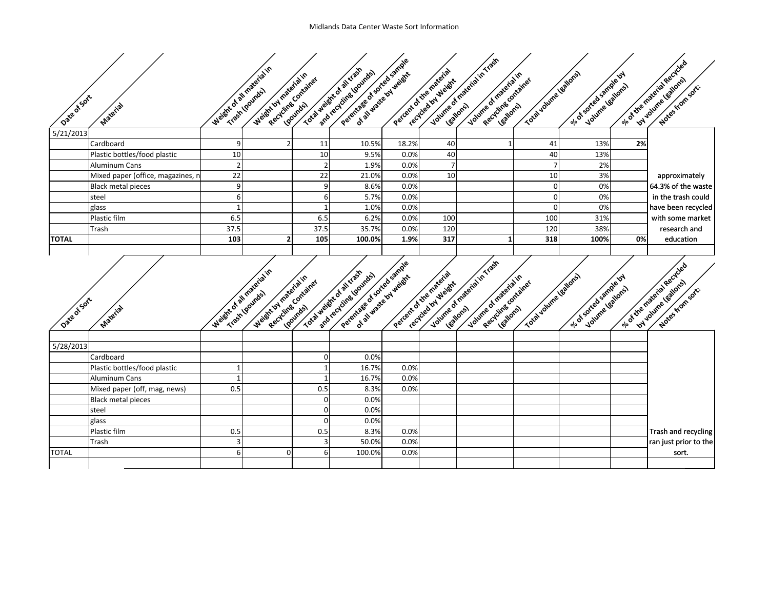Midlands Data Center Waste Sort Information

| Date of Sort | Material | Weight of all material in Trash (pounds) | Weight by material in Recycling Container (pounds) | Total weight of all trash and recycling (pounds) | Perentage of sorted sample of all waste by weight | Percent of the material recycled by Weight | Volume of material in Trash (gallons) | Volume of material in Recycling container (gallons) | Total volume (gallons) | % of sorted sample by Volume (gallons) | % of the material Recycled by volume (gallons) | Notes from sort: |
|---|---|---|---|---|---|---|---|---|---|---|---|---|
| 5/21/2013 | | | | | | | | | | | | |
| | Cardboard | 9 | 2 | 11 | 10.5% | 18.2% | 40 | 1 | 41 | 13% | **2%** | |
| | Plastic bottles/food plastic | 10 | | 10 | 9.5% | 0.0% | 40 | | 40 | 13% | | |
| | Aluminum Cans | 2 | | 2 | 1.9% | 0.0% | 7 | | 7 | 2% | | |
| | Mixed paper (office, magazines, n | 22 | | 22 | 21.0% | 0.0% | 10 | | 10 | 3% | | approximately |
| | Black metal pieces | 9 | | 9 | 8.6% | 0.0% | | | 0 | 0% | | 64.3% of the waste |
| | steel | 6 | | 6 | 5.7% | 0.0% | | | 0 | 0% | | in the trash could |
| | glass | 1 | | 1 | 1.0% | 0.0% | | | 0 | 0% | | have been recycled |
| | Plastic film | 6.5 | | 6.5 | 6.2% | 0.0% | 100 | | 100 | 31% | | with some market |
| | Trash | 37.5 | | 37.5 | 35.7% | 0.0% | 120 | | 120 | 38% | | research and |
| **TOTAL** | | **103** | **2** | **105** | **100.0%** | **1.9%** | **317** | **1** | **318** | **100%** | **0%** | education |

| Date of Sort | Material | Weight of all material in Trash (pounds) | Weight by material in Recycling Container (pounds) | Total weight of all trash and recycling (pounds) | Perentage of sorted sample of all waste by weight | Percent of the material recycled by Weight | Volume of material in Trash (gallons) | Volume of material in Recycling container (gallons) | Total volume (gallons) | % of sorted sample by Volume (gallons) | % of the material Recycled by volume (gallons) | Notes from sort: |
|---|---|---|---|---|---|---|---|---|---|---|---|---|
| 5/28/2013 | | | | | | | | | | | | |
| | Cardboard | | | 0 | 0.0% | | | | | | | |
| | Plastic bottles/food plastic | 1 | | 1 | 16.7% | 0.0% | | | | | | |
| | Aluminum Cans | 1 | | 1 | 16.7% | 0.0% | | | | | | |
| | Mixed paper (off, mag, news) | 0.5 | | 0.5 | 8.3% | 0.0% | | | | | | |
| | Black metal pieces | | | 0 | 0.0% | | | | | | | |
| | steel | | | 0 | 0.0% | | | | | | | |
| | glass | | | 0 | 0.0% | | | | | | | |
| | Plastic film | 0.5 | | 0.5 | 8.3% | 0.0% | | | | | | Trash and recycling |
| | Trash | 3 | | 3 | 50.0% | 0.0% | | | | | | ran just prior to the |
| TOTAL | | 6 | 0 | 6 | 100.0% | 0.0% | | | | | | sort. |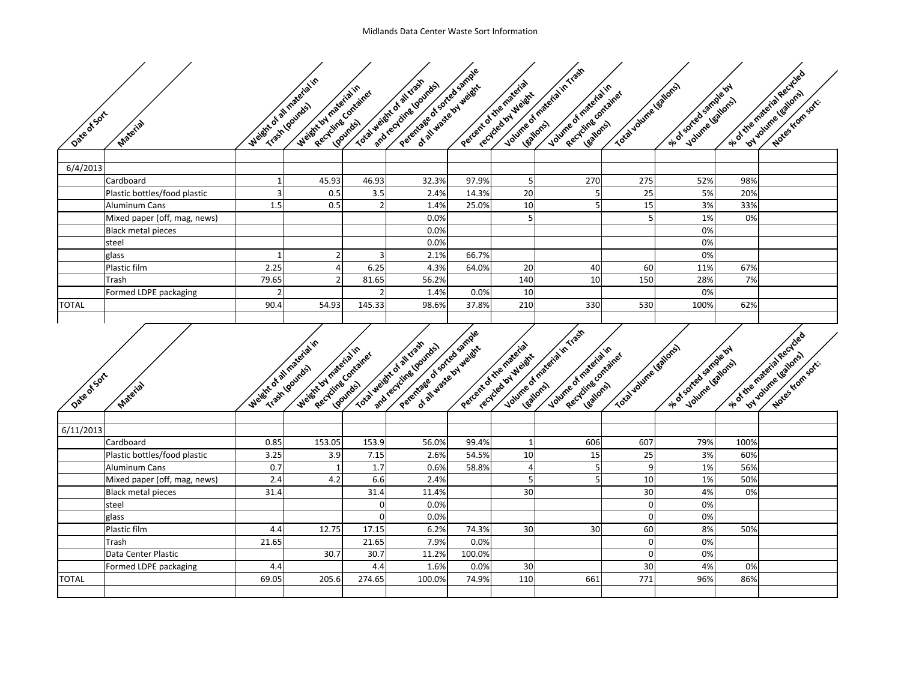Midlands Data Center Waste Sort Information

| Date of Sort | Material | Weight of all material in Trash (pounds) | Weight by material in Recycling Container (pounds) | Total weight of all trash and recycling (pounds) | Perentage of sorted sample of all waste by weight | Percent of the material recycled by Weight | Volume of material in Trash (gallons) | Volume of material in Recycling container (gallons) | Total volume (gallons) | % of sorted sample by Volume (gallons) | % of the material Recycled by volume (gallons) | Notes from sort: |
|---|---|---|---|---|---|---|---|---|---|---|---|---|
| | | | | | | | | | | | | |
| 6/4/2013 | | | | | | | | | | | | |
| | Cardboard | 1 | 45.93 | 46.93 | 32.3% | 97.9% | 5 | 270 | 275 | 52% | 98% | |
| | Plastic bottles/food plastic | 3 | 0.5 | 3.5 | 2.4% | 14.3% | 20 | 5 | 25 | 5% | 20% | |
| | Aluminum Cans | 1.5 | 0.5 | 2 | 1.4% | 25.0% | 10 | 5 | 15 | 3% | 33% | |
| | Mixed paper (off, mag, news) | | | | 0.0% | | 5 | | 5 | 1% | 0% | |
| | Black metal pieces | | | | 0.0% | | | | | 0% | | |
| | steel | | | | 0.0% | | | | | 0% | | |
| | glass | 1 | 2 | 3 | 2.1% | 66.7% | | | | 0% | | |
| | Plastic film | 2.25 | 4 | 6.25 | 4.3% | 64.0% | 20 | 40 | 60 | 11% | 67% | |
| | Trash | 79.65 | 2 | 81.65 | 56.2% | | 140 | 10 | 150 | 28% | 7% | |
| | Formed LDPE packaging | 2 | | 2 | 1.4% | 0.0% | 10 | | | 0% | | |
| TOTAL | | 90.4 | 54.93 | 145.33 | 98.6% | 37.8% | 210 | 330 | 530 | 100% | 62% | |
| | | | | | | | | | | | | |

| Date of Sort | Material | Weight of all material in Trash (pounds) | Weight by material in Recycling Container (pounds) | Total weight of all trash and recycling (pounds) | Perentage of sorted sample of all waste by weight | Percent of the material recycled by Weight | Volume of material in Trash (gallons) | Volume of material in Recycling container (gallons) | Total volume (gallons) | % of sorted sample by Volume (gallons) | % of the material Recycled by volume (gallons) | Notes from sort: |
|---|---|---|---|---|---|---|---|---|---|---|---|---|
| | | | | | | | | | | | | |
| 6/11/2013 | | | | | | | | | | | | |
| | Cardboard | 0.85 | 153.05 | 153.9 | 56.0% | 99.4% | 1 | 606 | 607 | 79% | 100% | |
| | Plastic bottles/food plastic | 3.25 | 3.9 | 7.15 | 2.6% | 54.5% | 10 | 15 | 25 | 3% | 60% | |
| | Aluminum Cans | 0.7 | 1 | 1.7 | 0.6% | 58.8% | 4 | 5 | 9 | 1% | 56% | |
| | Mixed paper (off, mag, news) | 2.4 | 4.2 | 6.6 | 2.4% | | 5 | 5 | 10 | 1% | 50% | |
| | Black metal pieces | 31.4 | | 31.4 | 11.4% | | 30 | | 30 | 4% | 0% | |
| | steel | | | 0 | 0.0% | | | | 0 | 0% | | |
| | glass | | | 0 | 0.0% | | | | 0 | 0% | | |
| | Plastic film | 4.4 | 12.75 | 17.15 | 6.2% | 74.3% | 30 | 30 | 60 | 8% | 50% | |
| | Trash | 21.65 | | 21.65 | 7.9% | 0.0% | | | 0 | 0% | | |
| | Data Center Plastic | | 30.7 | 30.7 | 11.2% | 100.0% | | | 0 | 0% | | |
| | Formed LDPE packaging | 4.4 | | 4.4 | 1.6% | 0.0% | 30 | | 30 | 4% | 0% | |
| TOTAL | | 69.05 | 205.6 | 274.65 | 100.0% | 74.9% | 110 | 661 | 771 | 96% | 86% | |
| | | | | | | | | | | | | |